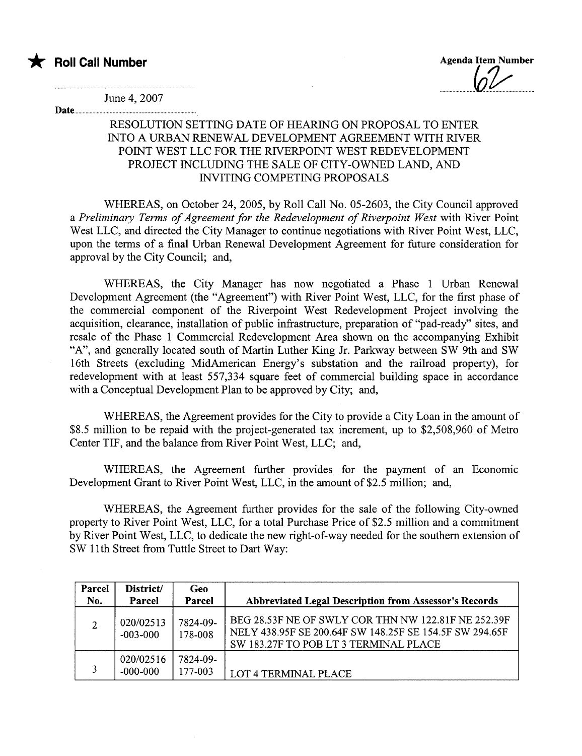★ **Roll Call Number**

**Agenda Item Number**

62

June 4, 2007

Date

RESOLUTION SETTING DATE OF HEARING ON PROPOSAL TO ENTER INTO A URBAN RENEWAL DEVELOPMENT AGREEMENT WITH RIVER POINT WEST LLC FOR THE RIVERPOINT WEST REDEVELOPMENT PROJECT INCLUDING THE SALE OF CITY-OWNED LAND, AND INVITING COMPETING PROPOSALS

WHEREAS, on October 24, 2005, by Roll Call No. 05-2603, the City Council approved a *Preliminary Terms of Agreement for the Redevelopment of Riverpoint West* with River Point West LLC, and directed the City Manager to continue negotiations with River Point West, LLC, upon the terms of a final Urban Renewal Development Agreement for future consideration for approval by the City Council; and,

WHEREAS, the City Manager has now negotiated a Phase 1 Urban Renewal Development Agreement (the "Agreement") with River Point West, LLC, for the first phase of the commercial component of the Riverpoint West Redevelopment Project involving the acquisition, clearance, installation of public infrastructure, preparation of "pad-ready" sites, and resale of the Phase 1 Commercial Redevelopment Area shown on the accompanying Exhibit "A", and generally located south of Martin Luther King Jr. Parkway between SW 9th and SW 16th Streets (excluding MidAmerican Energy's substation and the railroad property), for redevelopment with at least 557,334 square feet of commercial building space in accordance with a Conceptual Development Plan to be approved by City; and,

WHEREAS, the Agreement provides for the City to provide a City Loan in the amount of $8.5 million to be repaid with the project-generated tax increment, up to $2,508,960 of Metro Center TIF, and the balance from River Point West, LLC; and,

WHEREAS, the Agreement further provides for the payment of an Economic Development Grant to River Point West, LLC, in the amount of $2.5 million; and,

WHEREAS, the Agreement further provides for the sale of the following City-owned property to River Point West, LLC, for a total Purchase Price of $2.5 million and a commitment by River Point West, LLC, to dedicate the new right-of-way needed for the southern extension of SW 11th Street from Tuttle Street to Dart Way:

| Parcel No. | District/ Parcel | Geo Parcel | Abbreviated Legal Description from Assessor's Records |
|---|---|---|---|
| 2 | 020/02513 -003-000 | 7824-09-178-008 | BEG 28.53F NE OF SWLY COR THN NW 122.81F NE 252.39F NELY 438.95F SE 200.64F SW 148.25F SE 154.5F SW 294.65F SW 183.27F TO POB LT 3 TERMINAL PLACE |
| 3 | 020/02516 -000-000 | 7824-09-177-003 | LOT 4 TERMINAL PLACE |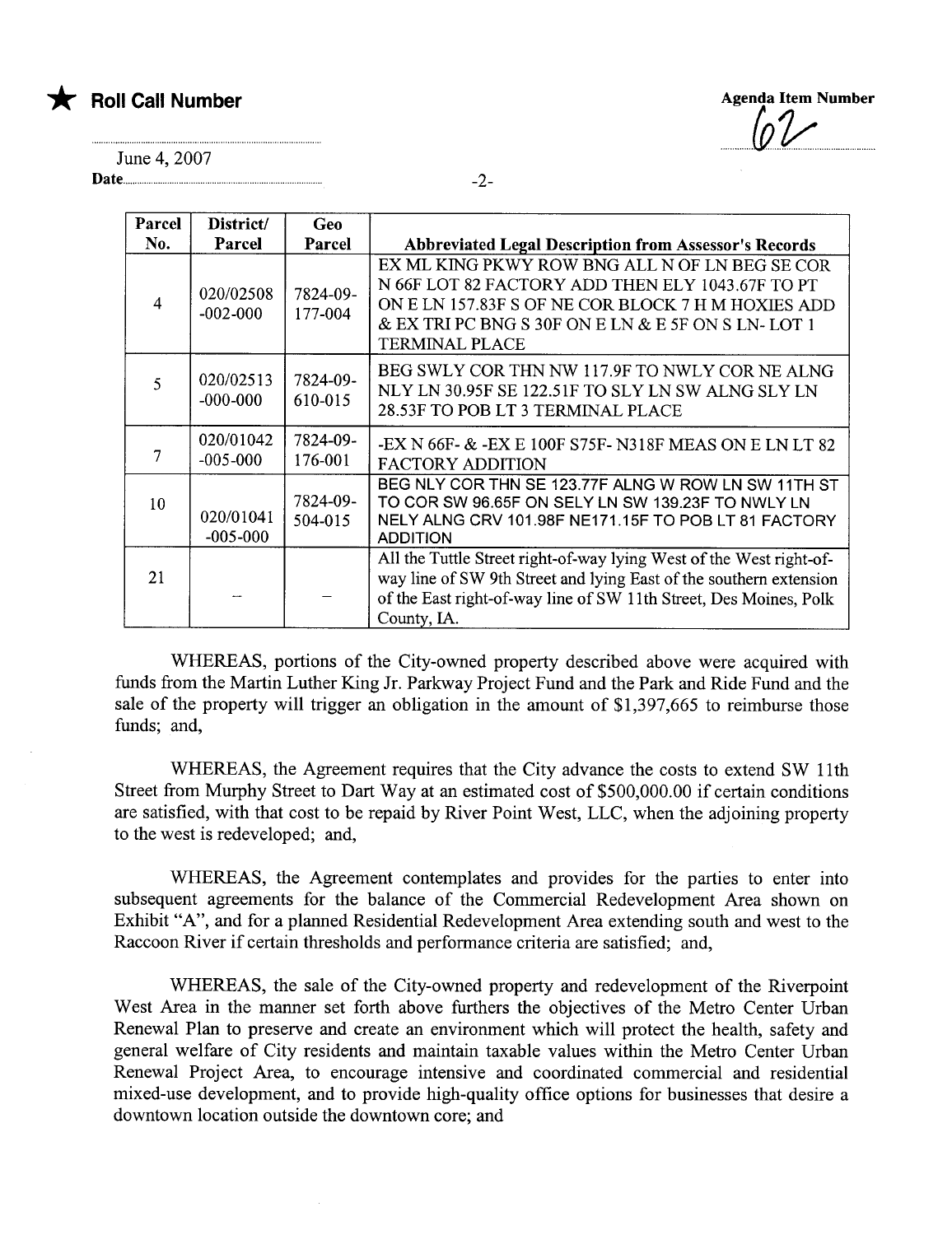★ **Roll Call Number**

**Agenda Item Number**

62

June 4, 2007

Date

| Parcel No. | District/ Parcel | Geo Parcel | Abbreviated Legal Description from Assessor's Records |
|---|---|---|---|
| 4 | 020/02508 -002-000 | 7824-09-177-004 | EX ML KING PKWY ROW BNG ALL N OF LN BEG SE COR N 66F LOT 82 FACTORY ADD THEN ELY 1043.67F TO PT ON E LN 157.83F S OF NE COR BLOCK 7 H M HOXIES ADD & EX TRI PC BNG S 30F ON E LN & E 5F ON S LN- LOT 1 TERMINAL PLACE |
| 5 | 020/02513 -000-000 | 7824-09-610-015 | BEG SWLY COR THN NW 117.9F TO NWLY COR NE ALNG NLY LN 30.95F SE 122.51F TO SLY LN SW ALNG SLY LN 28.53F TO POB LT 3 TERMINAL PLACE |
| 7 | 020/01042 -005-000 | 7824-09-176-001 | -EX N 66F- & -EX E 100F S75F- N318F MEAS ON E LN LT 82 FACTORY ADDITION |
| 10 | 020/01041 -005-000 | 7824-09-504-015 | BEG NLY COR THN SE 123.77F ALNG W ROW LN SW 11TH ST TO COR SW 96.65F ON SELY LN SW 139.23F TO NWLY LN NELY ALNG CRV 101.98F NE171.15F TO POB LT 81 FACTORY ADDITION |
| 21 | -- | -- | All the Tuttle Street right-of-way lying West of the West right-of-way line of SW 9th Street and lying East of the southern extension of the East right-of-way line of SW 11th Street, Des Moines, Polk County, IA. |

WHEREAS, portions of the City-owned property described above were acquired with funds from the Martin Luther King Jr. Parkway Project Fund and the Park and Ride Fund and the sale of the property will trigger an obligation in the amount of $1,397,665 to reimburse those funds; and,

WHEREAS, the Agreement requires that the City advance the costs to extend SW 11th Street from Murphy Street to Dart Way at an estimated cost of $500,000.00 if certain conditions are satisfied, with that cost to be repaid by River Point West, LLC, when the adjoining property to the west is redeveloped; and,

WHEREAS, the Agreement contemplates and provides for the parties to enter into subsequent agreements for the balance of the Commercial Redevelopment Area shown on Exhibit "A", and for a planned Residential Redevelopment Area extending south and west to the Raccoon River if certain thresholds and performance criteria are satisfied; and,

WHEREAS, the sale of the City-owned property and redevelopment of the Riverpoint West Area in the manner set forth above furthers the objectives of the Metro Center Urban Renewal Plan to preserve and create an environment which will protect the health, safety and general welfare of City residents and maintain taxable values within the Metro Center Urban Renewal Project Area, to encourage intensive and coordinated commercial and residential mixed-use development, and to provide high-quality office options for businesses that desire a downtown location outside the downtown core; and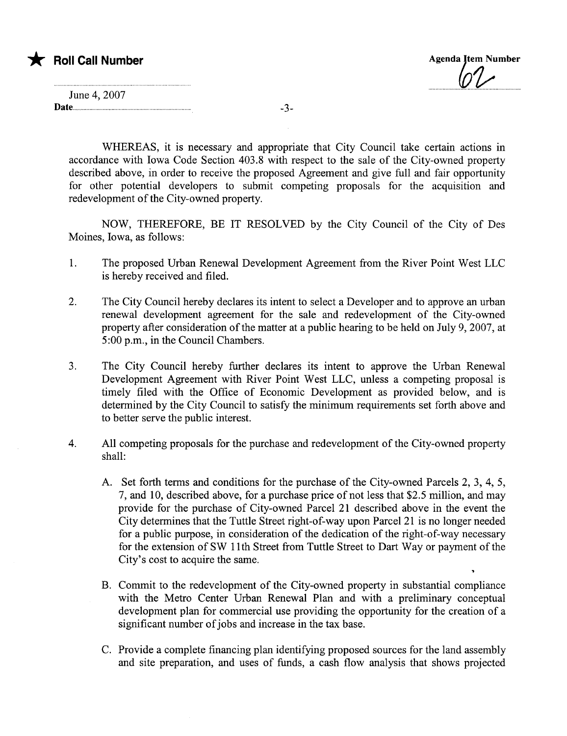★ **Roll Call Number**

**Agenda Item Number**
62

June 4, 2007
**Date**

WHEREAS, it is necessary and appropriate that City Council take certain actions in accordance with Iowa Code Section 403.8 with respect to the sale of the City-owned property described above, in order to receive the proposed Agreement and give full and fair opportunity for other potential developers to submit competing proposals for the acquisition and redevelopment of the City-owned property.

NOW, THEREFORE, BE IT RESOLVED by the City Council of the City of Des Moines, Iowa, as follows:

1. The proposed Urban Renewal Development Agreement from the River Point West LLC is hereby received and filed.

2. The City Council hereby declares its intent to select a Developer and to approve an urban renewal development agreement for the sale and redevelopment of the City-owned property after consideration of the matter at a public hearing to be held on July 9, 2007, at 5:00 p.m., in the Council Chambers.

3. The City Council hereby further declares its intent to approve the Urban Renewal Development Agreement with River Point West LLC, unless a competing proposal is timely filed with the Office of Economic Development as provided below, and is determined by the City Council to satisfy the minimum requirements set forth above and to better serve the public interest.

4. All competing proposals for the purchase and redevelopment of the City-owned property shall:

   A. Set forth terms and conditions for the purchase of the City-owned Parcels 2, 3, 4, 5, 7, and 10, described above, for a purchase price of not less that $2.5 million, and may provide for the purchase of City-owned Parcel 21 described above in the event the City determines that the Tuttle Street right-of-way upon Parcel 21 is no longer needed for a public purpose, in consideration of the dedication of the right-of-way necessary for the extension of SW 11th Street from Tuttle Street to Dart Way or payment of the City's cost to acquire the same.

   B. Commit to the redevelopment of the City-owned property in substantial compliance with the Metro Center Urban Renewal Plan and with a preliminary conceptual development plan for commercial use providing the opportunity for the creation of a significant number of jobs and increase in the tax base.

   C. Provide a complete financing plan identifying proposed sources for the land assembly and site preparation, and uses of funds, a cash flow analysis that shows projected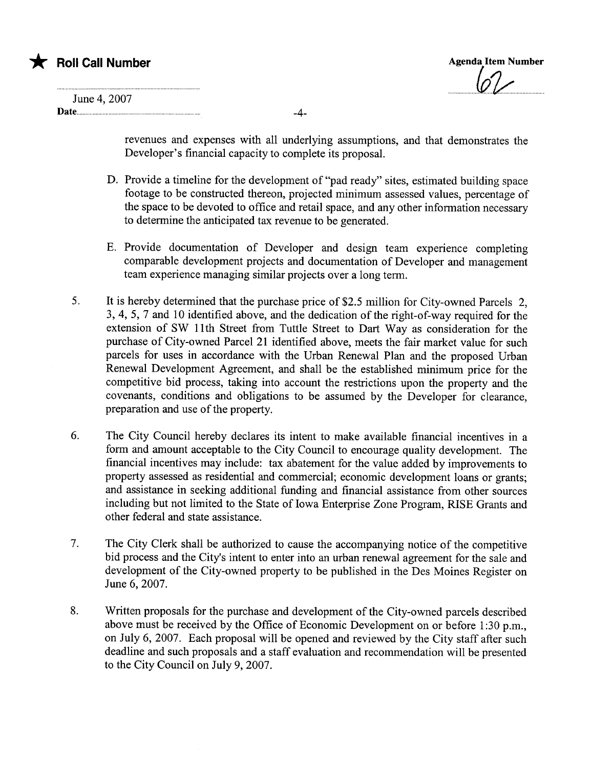revenues and expenses with all underlying assumptions, and that demonstrates the Developer's financial capacity to complete its proposal.

D. Provide a timeline for the development of "pad ready" sites, estimated building space footage to be constructed thereon, projected minimum assessed values, percentage of the space to be devoted to office and retail space, and any other information necessary to determine the anticipated tax revenue to be generated.

E. Provide documentation of Developer and design team experience completing comparable development projects and documentation of Developer and management team experience managing similar projects over a long term.

5. It is hereby determined that the purchase price of $2.5 million for City-owned Parcels 2, 3, 4, 5, 7 and 10 identified above, and the dedication of the right-of-way required for the extension of SW 11th Street from Tuttle Street to Dart Way as consideration for the purchase of City-owned Parcel 21 identified above, meets the fair market value for such parcels for uses in accordance with the Urban Renewal Plan and the proposed Urban Renewal Development Agreement, and shall be the established minimum price for the competitive bid process, taking into account the restrictions upon the property and the covenants, conditions and obligations to be assumed by the Developer for clearance, preparation and use of the property.

6. The City Council hereby declares its intent to make available financial incentives in a form and amount acceptable to the City Council to encourage quality development. The financial incentives may include: tax abatement for the value added by improvements to property assessed as residential and commercial; economic development loans or grants; and assistance in seeking additional funding and financial assistance from other sources including but not limited to the State of Iowa Enterprise Zone Program, RISE Grants and other federal and state assistance.

7. The City Clerk shall be authorized to cause the accompanying notice of the competitive bid process and the City's intent to enter into an urban renewal agreement for the sale and development of the City-owned property to be published in the Des Moines Register on June 6, 2007.

8. Written proposals for the purchase and development of the City-owned parcels described above must be received by the Office of Economic Development on or before 1:30 p.m., on July 6, 2007. Each proposal will be opened and reviewed by the City staff after such deadline and such proposals and a staff evaluation and recommendation will be presented to the City Council on July 9, 2007.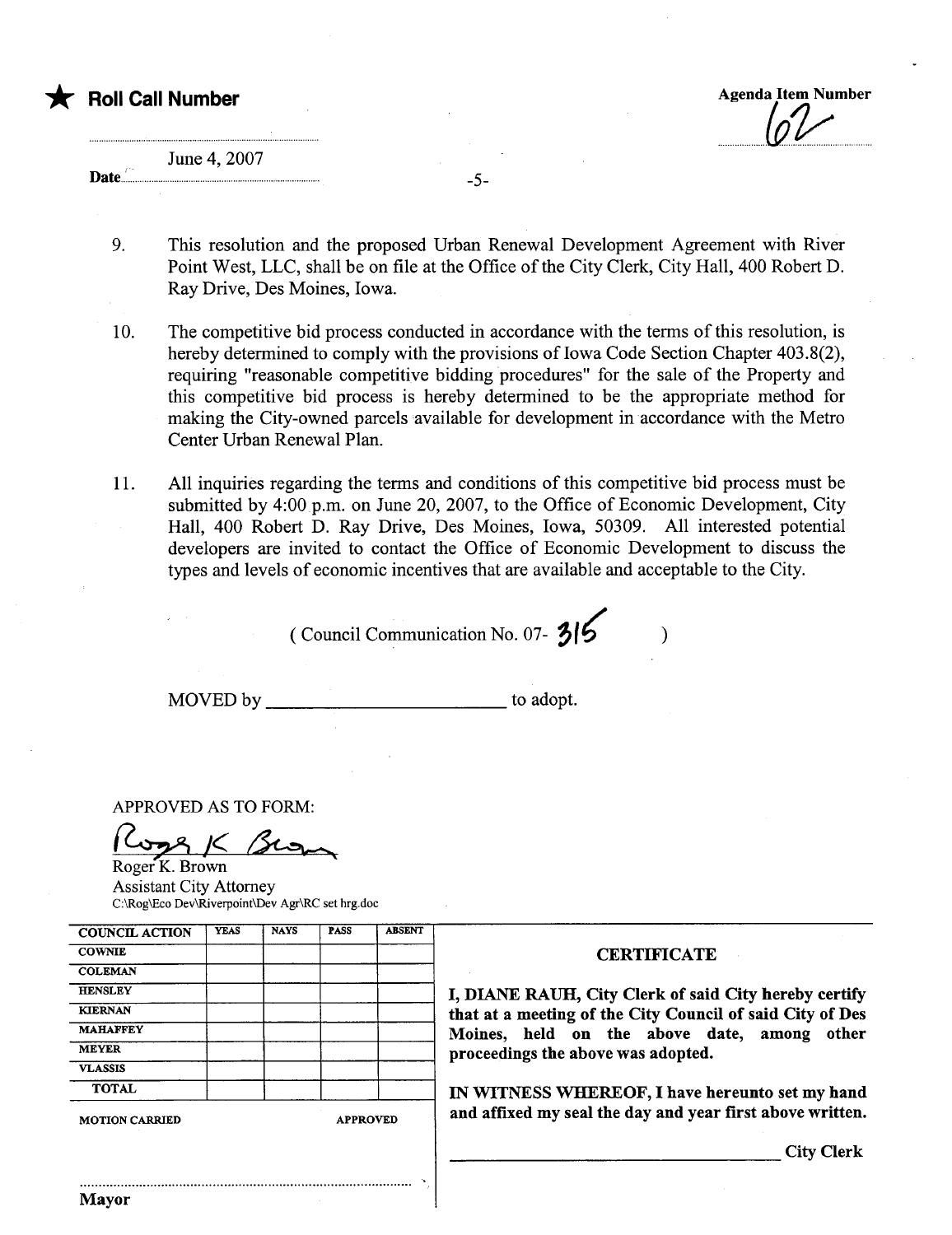★ **Roll Call Number**

Agenda Item Number

62

Date June 4, 2007

9. This resolution and the proposed Urban Renewal Development Agreement with River Point West, LLC, shall be on file at the Office of the City Clerk, City Hall, 400 Robert D. Ray Drive, Des Moines, Iowa.

10. The competitive bid process conducted in accordance with the terms of this resolution, is hereby determined to comply with the provisions of Iowa Code Section Chapter 403.8(2), requiring "reasonable competitive bidding procedures" for the sale of the Property and this competitive bid process is hereby determined to be the appropriate method for making the City-owned parcels available for development in accordance with the Metro Center Urban Renewal Plan.

11. All inquiries regarding the terms and conditions of this competitive bid process must be submitted by 4:00 p.m. on June 20, 2007, to the Office of Economic Development, City Hall, 400 Robert D. Ray Drive, Des Moines, Iowa, 50309. All interested potential developers are invited to contact the Office of Economic Development to discuss the types and levels of economic incentives that are available and acceptable to the City.

( Council Communication No. 07- 315 )

MOVED by ________________________ to adopt.

APPROVED AS TO FORM:

Roger K. Brown
Roger K. Brown
Assistant City Attorney
C:\Rog\Eco Dev\Riverpoint\Dev Agr\RC set hrg.doc

| COUNCIL ACTION | YEAS | NAYS | PASS | ABSENT |
|---|---|---|---|---|
| COWNIE | | | | |
| COLEMAN | | | | |
| HENSLEY | | | | |
| KIERNAN | | | | |
| MAHAFFEY | | | | |
| MEYER | | | | |
| VLASSIS | | | | |
| TOTAL | | | | |

MOTION CARRIED APPROVED

.............................................................................
Mayor

**CERTIFICATE**

**I, DIANE RAUH, City Clerk of said City hereby certify that at a meeting of the City Council of said City of Des Moines, held on the above date, among other proceedings the above was adopted.**

**IN WITNESS WHEREOF, I have hereunto set my hand and affixed my seal the day and year first above written.**

________________________________ **City Clerk**